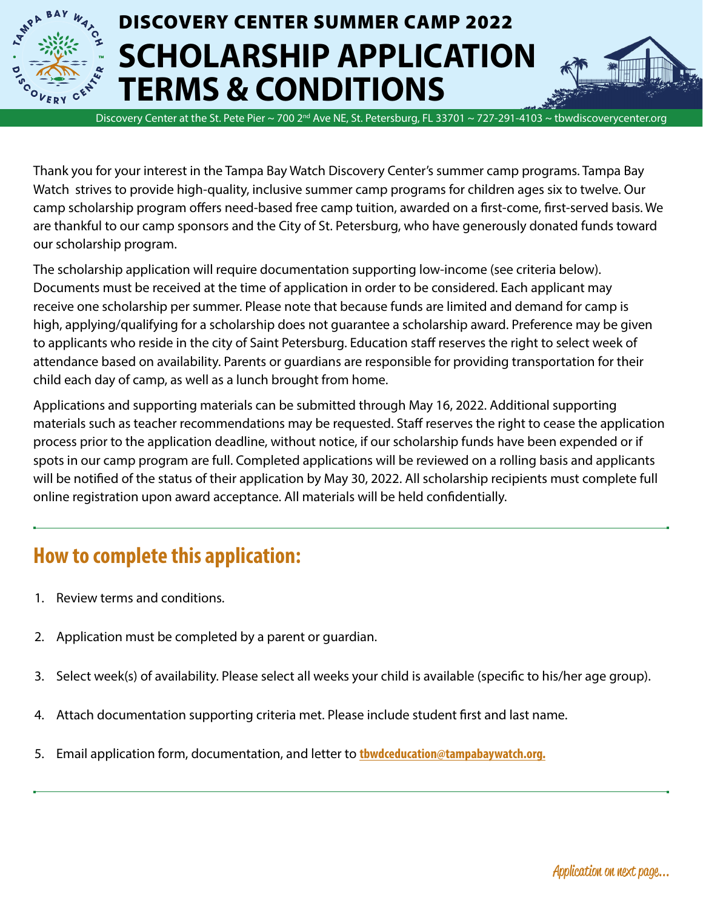# DISCOVERY CENTER SUMMER CAMP 2022

# SCHOLARSHIP APPLICATION TERMS & CONDITIONS

Discovery Center at the St. Pete Pier ~ 700 2nd Ave NE, St. Petersburg, FL 33701 ~ 727-291-4103 ~ tbwdiscoverycenter.org

Thank you for your interest in the Tampa Bay Watch Discovery Center's summer camp programs. Tampa Bay Watch strives to provide high-quality, inclusive summer camp programs for children ages six to twelve. Our camp scholarship program offers need-based free camp tuition, awarded on a first-come, first-served basis. We are thankful to our camp sponsors and the City of St. Petersburg, who have generously donated funds toward our scholarship program.

The scholarship application will require documentation supporting low-income (see criteria below). Documents must be received at the time of application in order to be considered. Each applicant may receive one scholarship per summer. Please note that because funds are limited and demand for camp is high, applying/qualifying for a scholarship does not guarantee a scholarship award. Preference may be given to applicants who reside in the city of Saint Petersburg. Education staff reserves the right to select week of attendance based on availability. Parents or guardians are responsible for providing transportation for their child each day of camp, as well as a lunch brought from home.

Applications and supporting materials can be submitted through May 16, 2022. Additional supporting materials such as teacher recommendations may be requested. Staff reserves the right to cease the application process prior to the application deadline, without notice, if our scholarship funds have been expended or if spots in our camp program are full. Completed applications will be reviewed on a rolling basis and applicants will be notified of the status of their application by May 30, 2022. All scholarship recipients must complete full online registration upon award acceptance. All materials will be held confidentially.

---

## How to complete this application:

1. Review terms and conditions.
2. Application must be completed by a parent or guardian.
3. Select week(s) of availability. Please select all weeks your child is available (specific to his/her age group).
4. Attach documentation supporting criteria met. Please include student first and last name.
5. Email application form, documentation, and letter to **tbwdceducation@tampabaywatch.org.**

---

*Application on next page...*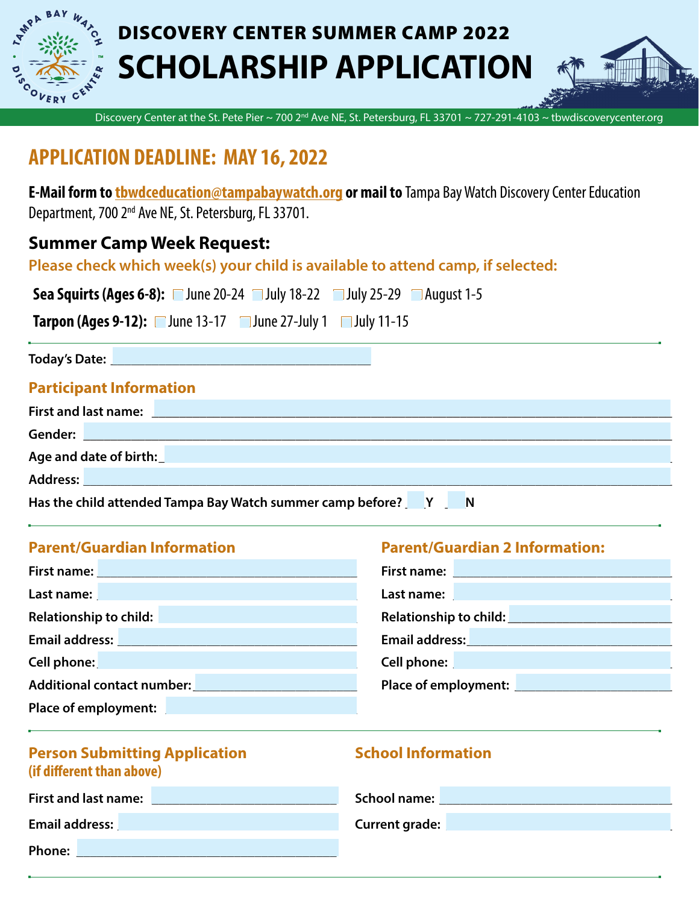# DISCOVERY CENTER SUMMER CAMP 2022

# SCHOLARSHIP APPLICATION

Discovery Center at the St. Pete Pier ~ 700 2nd Ave NE, St. Petersburg, FL 33701 ~ 727-291-4103 ~ tbwdiscoverycenter.org

## APPLICATION DEADLINE: MAY 16, 2022

**E-Mail form to tbwdceducation@tampabaywatch.org or mail to** Tampa Bay Watch Discovery Center Education Department, 700 2nd Ave NE, St. Petersburg, FL 33701.

### Summer Camp Week Request:

**Please check which week(s) your child is available to attend camp, if selected:**

**Sea Squirts (Ages 6-8):** ☐ June 20-24 ☐ July 18-22 ☐ July 25-29 ☐ August 1-5

**Tarpon (Ages 9-12):** ☐ June 13-17 ☐ June 27-July 1 ☐ July 11-15

**Today's Date:** ______________________

### Participant Information

**First and last name:** ______________________

**Gender:** ______________________

**Age and date of birth:** ______________________

**Address:** ______________________

**Has the child attended Tampa Bay Watch summer camp before?** ___Y ___N

### Parent/Guardian Information

**First name:** ______________________

**Last name:** ______________________

**Relationship to child:** ______________________

**Email address:** ______________________

**Cell phone:** ______________________

**Additional contact number:** ______________________

**Place of employment:** ______________________

### Parent/Guardian 2 Information:

**First name:** ______________________

**Last name:** ______________________

**Relationship to child:** ______________________

**Email address:** ______________________

**Cell phone:** ______________________

**Place of employment:** ______________________

### Person Submitting Application (if different than above)

**First and last name:** ______________________

**Email address:** ______________________

**Phone:** ______________________

### School Information

**School name:** ______________________

**Current grade:** ______________________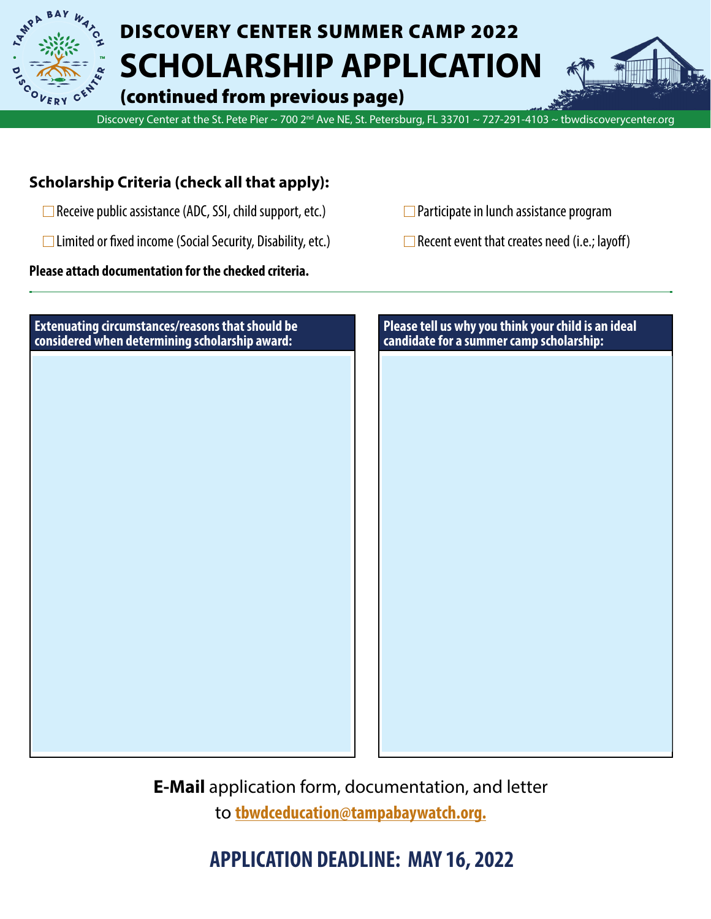# DISCOVERY CENTER SUMMER CAMP 2022

# SCHOLARSHIP APPLICATION

## (continued from previous page)

Discovery Center at the St. Pete Pier ~ 700 2nd Ave NE, St. Petersburg, FL 33701 ~ 727-291-4103 ~ tbwdiscoverycenter.org

### Scholarship Criteria (check all that apply):

- ☐ Receive public assistance (ADC, SSI, child support, etc.)
- ☐ Limited or fixed income (Social Security, Disability, etc.)
- ☐ Participate in lunch assistance program
- ☐ Recent event that creates need (i.e.; layoff)

**Please attach documentation for the checked criteria.**

**Extenuating circumstances/reasons that should be considered when determining scholarship award:**

**Please tell us why you think your child is an ideal candidate for a summer camp scholarship:**

**E-Mail** application form, documentation, and letter to **tbwdceducation@tampabaywatch.org.**

## APPLICATION DEADLINE: MAY 16, 2022